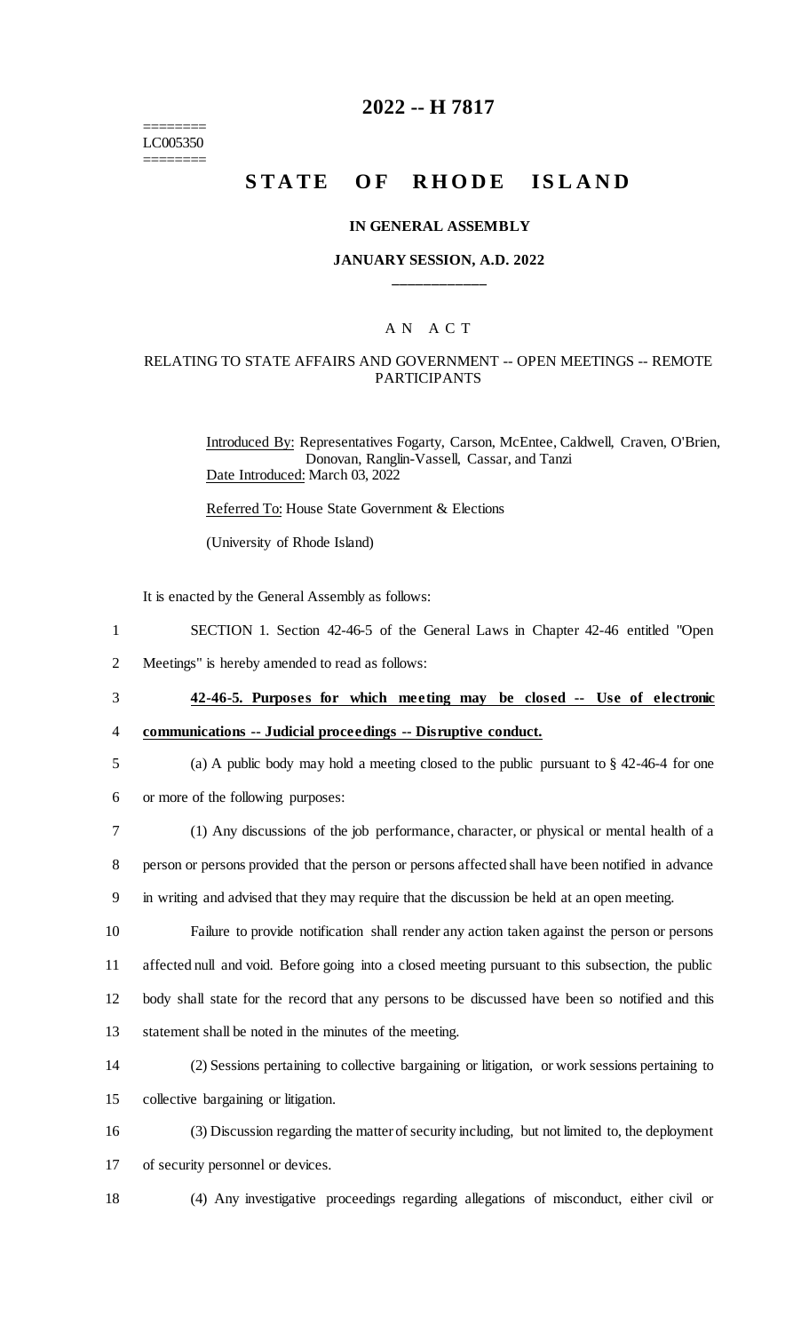========
LC005350
========

# 2022 -- H 7817

## STATE OF RHODE ISLAND

### IN GENERAL ASSEMBLY

### JANUARY SESSION, A.D. 2022

____________

A N A C T

RELATING TO STATE AFFAIRS AND GOVERNMENT -- OPEN MEETINGS -- REMOTE PARTICIPANTS

Introduced By: Representatives Fogarty, Carson, McEntee, Caldwell, Craven, O'Brien, Donovan, Ranglin-Vassell, Cassar, and Tanzi

Date Introduced: March 03, 2022

Referred To: House State Government & Elections

(University of Rhode Island)

It is enacted by the General Assembly as follows:

1 SECTION 1. Section 42-46-5 of the General Laws in Chapter 42-46 entitled "Open
2 Meetings" is hereby amended to read as follows:

3 **42-46-5. Purposes for which meeting may be closed -- Use of electronic**
4 **communications -- Judicial proceedings -- Disruptive conduct.**

5 (a) A public body may hold a meeting closed to the public pursuant to § 42-46-4 for one
6 or more of the following purposes:

7 (1) Any discussions of the job performance, character, or physical or mental health of a
8 person or persons provided that the person or persons affected shall have been notified in advance
9 in writing and advised that they may require that the discussion be held at an open meeting.

10 Failure to provide notification shall render any action taken against the person or persons
11 affected null and void. Before going into a closed meeting pursuant to this subsection, the public
12 body shall state for the record that any persons to be discussed have been so notified and this
13 statement shall be noted in the minutes of the meeting.

14 (2) Sessions pertaining to collective bargaining or litigation, or work sessions pertaining to
15 collective bargaining or litigation.

16 (3) Discussion regarding the matter of security including, but not limited to, the deployment
17 of security personnel or devices.

18 (4) Any investigative proceedings regarding allegations of misconduct, either civil or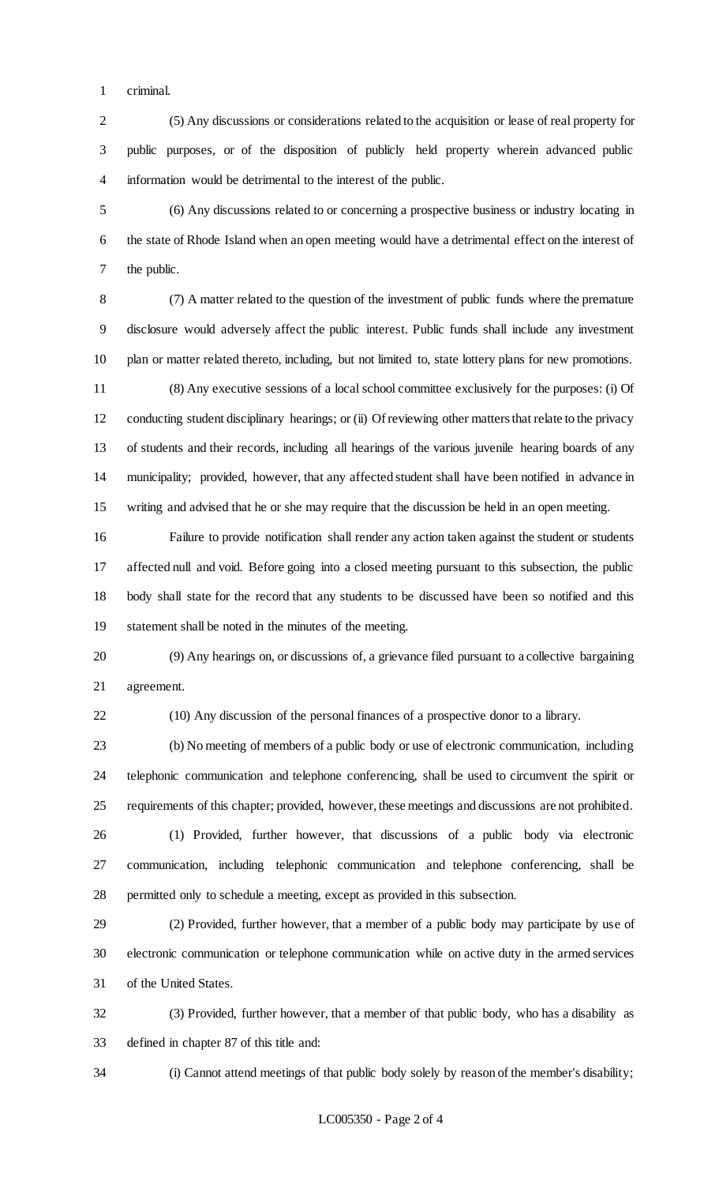criminal.

(5) Any discussions or considerations related to the acquisition or lease of real property for public purposes, or of the disposition of publicly held property wherein advanced public information would be detrimental to the interest of the public.

(6) Any discussions related to or concerning a prospective business or industry locating in the state of Rhode Island when an open meeting would have a detrimental effect on the interest of the public.

(7) A matter related to the question of the investment of public funds where the premature disclosure would adversely affect the public interest. Public funds shall include any investment plan or matter related thereto, including, but not limited to, state lottery plans for new promotions.

(8) Any executive sessions of a local school committee exclusively for the purposes: (i) Of conducting student disciplinary hearings; or (ii) Of reviewing other matters that relate to the privacy of students and their records, including all hearings of the various juvenile hearing boards of any municipality; provided, however, that any affected student shall have been notified in advance in writing and advised that he or she may require that the discussion be held in an open meeting.

Failure to provide notification shall render any action taken against the student or students affected null and void. Before going into a closed meeting pursuant to this subsection, the public body shall state for the record that any students to be discussed have been so notified and this statement shall be noted in the minutes of the meeting.

(9) Any hearings on, or discussions of, a grievance filed pursuant to a collective bargaining agreement.

(10) Any discussion of the personal finances of a prospective donor to a library.

(b) No meeting of members of a public body or use of electronic communication, including telephonic communication and telephone conferencing, shall be used to circumvent the spirit or requirements of this chapter; provided, however, these meetings and discussions are not prohibited.

(1) Provided, further however, that discussions of a public body via electronic communication, including telephonic communication and telephone conferencing, shall be permitted only to schedule a meeting, except as provided in this subsection.

(2) Provided, further however, that a member of a public body may participate by use of electronic communication or telephone communication while on active duty in the armed services of the United States.

(3) Provided, further however, that a member of that public body, who has a disability as defined in chapter 87 of this title and:

(i) Cannot attend meetings of that public body solely by reason of the member's disability;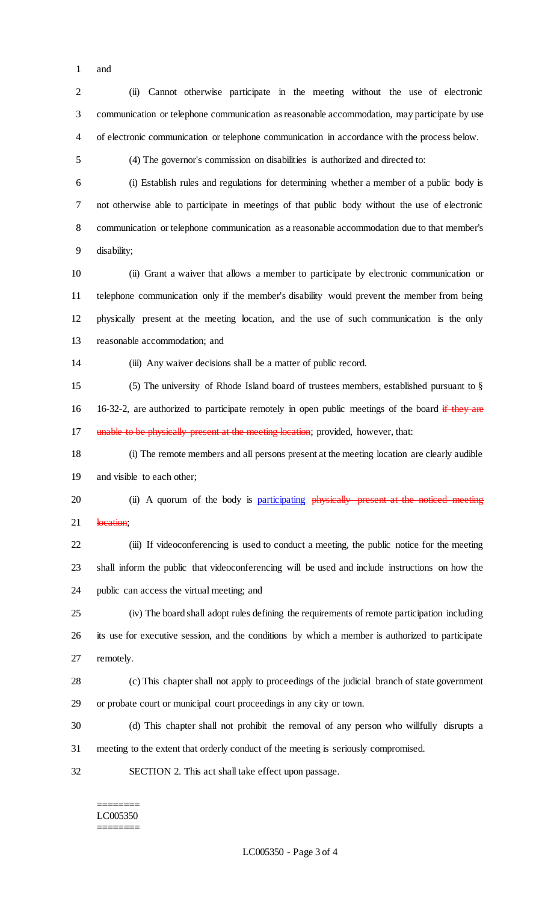and

(ii) Cannot otherwise participate in the meeting without the use of electronic communication or telephone communication as reasonable accommodation, may participate by use of electronic communication or telephone communication in accordance with the process below.

(4) The governor's commission on disabilities is authorized and directed to:

(i) Establish rules and regulations for determining whether a member of a public body is not otherwise able to participate in meetings of that public body without the use of electronic communication or telephone communication as a reasonable accommodation due to that member's disability;

(ii) Grant a waiver that allows a member to participate by electronic communication or telephone communication only if the member's disability would prevent the member from being physically present at the meeting location, and the use of such communication is the only reasonable accommodation; and

(iii) Any waiver decisions shall be a matter of public record.

(5) The university of Rhode Island board of trustees members, established pursuant to § 16-32-2, are authorized to participate remotely in open public meetings of the board ~~if they are unable to be physically present at the meeting location~~; provided, however, that:

(i) The remote members and all persons present at the meeting location are clearly audible and visible to each other;

(ii) A quorum of the body is <u>participating</u> ~~physically present at the noticed meeting location~~;

(iii) If videoconferencing is used to conduct a meeting, the public notice for the meeting shall inform the public that videoconferencing will be used and include instructions on how the public can access the virtual meeting; and

(iv) The board shall adopt rules defining the requirements of remote participation including its use for executive session, and the conditions by which a member is authorized to participate remotely.

(c) This chapter shall not apply to proceedings of the judicial branch of state government or probate court or municipal court proceedings in any city or town.

(d) This chapter shall not prohibit the removal of any person who willfully disrupts a meeting to the extent that orderly conduct of the meeting is seriously compromised.

SECTION 2. This act shall take effect upon passage.

========
LC005350
========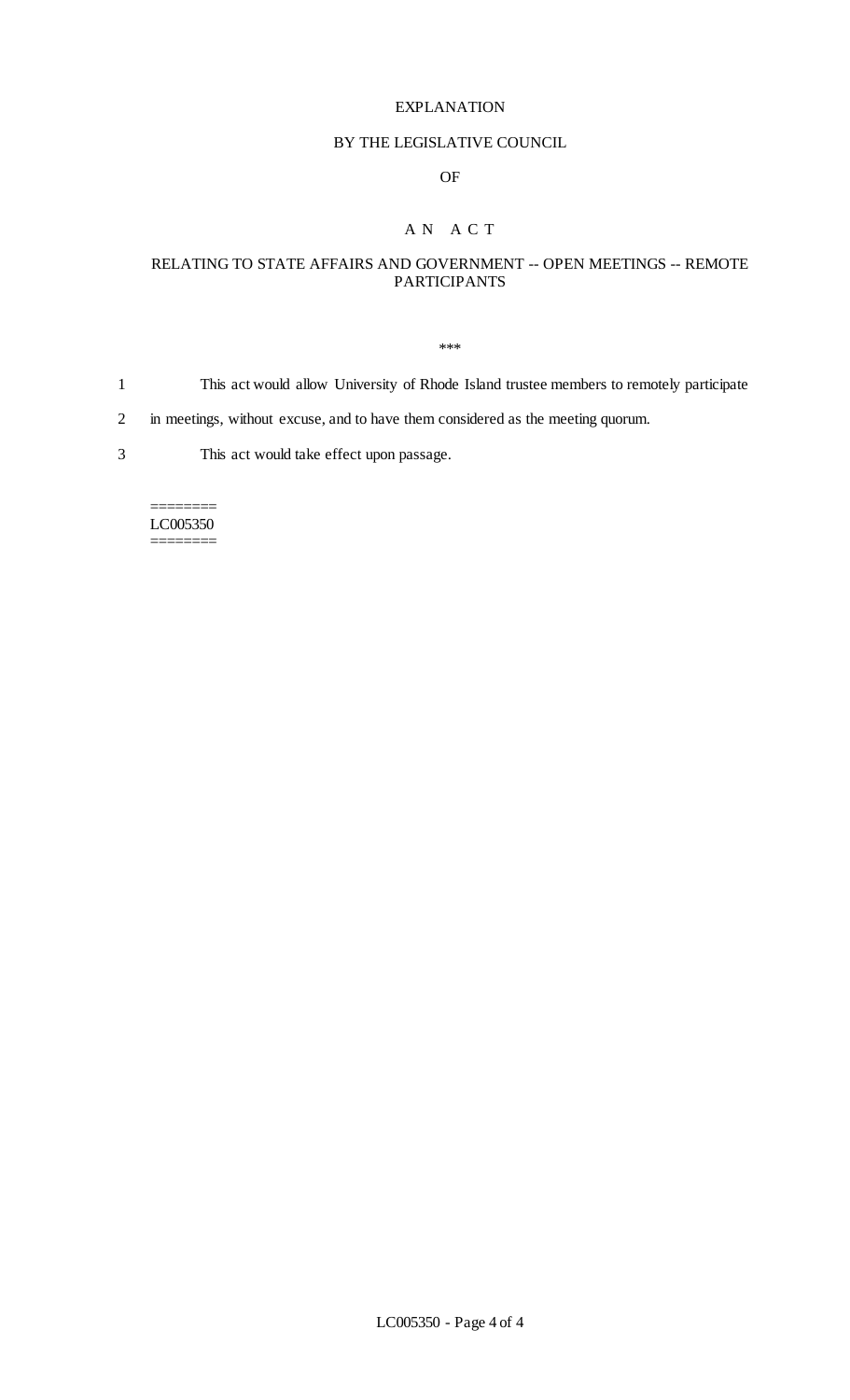EXPLANATION

BY THE LEGISLATIVE COUNCIL

OF

# A N A C T

## RELATING TO STATE AFFAIRS AND GOVERNMENT -- OPEN MEETINGS -- REMOTE PARTICIPANTS

***

1 This act would allow University of Rhode Island trustee members to remotely participate

2 in meetings, without excuse, and to have them considered as the meeting quorum.

3 This act would take effect upon passage.

========
LC005350
========